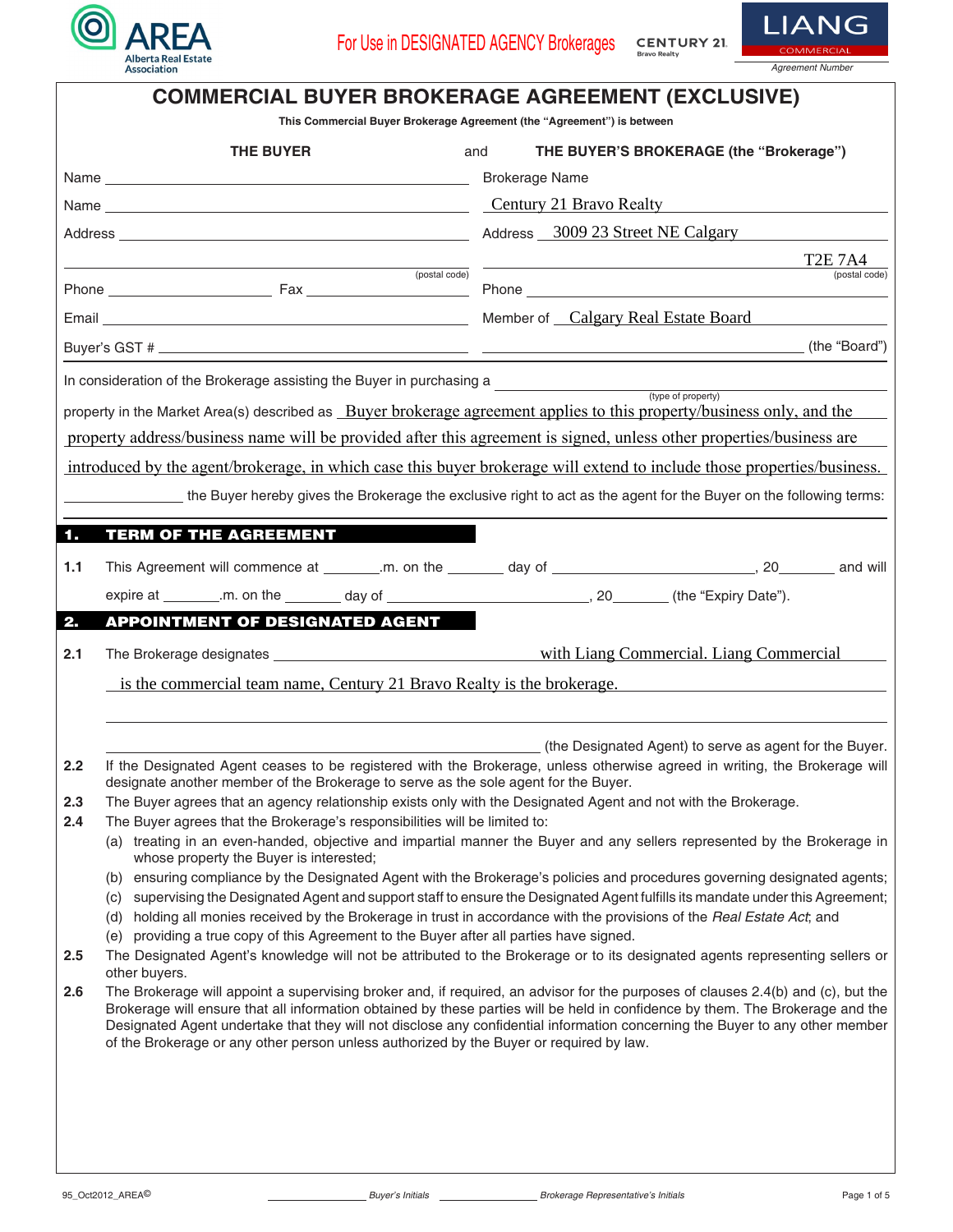AREA Alberta Real Estate Association

For Use in DESIGNATED AGENCY Brokerages

CENTURY 21 Bravo Realty | LIANG COMMERCIAL

Agreement Number

# COMMERCIAL BUYER BROKERAGE AGREEMENT (EXCLUSIVE)

**This Commercial Buyer Brokerage Agreement (the "Agreement") is between**

| **THE BUYER** | and | **THE BUYER'S BROKERAGE (the "Brokerage")** |
|---|---|---|
| Name ______________________ | | Brokerage Name |
| Name ______________________ | | Century 21 Bravo Realty |
| Address ______________________ | | Address 3009 23 Street NE Calgary |
| ______________________ (postal code) | | T2E 7A4 (postal code) |
| Phone ____________ Fax ____________ | | Phone ______________________ |
| Email ______________________ | | Member of Calgary Real Estate Board |
| Buyer's GST # ______________________ | | ______________________ (the "Board") |

In consideration of the Brokerage assisting the Buyer in purchasing a ______________________ (type of property) property in the Market Area(s) described as Buyer brokerage agreement applies to this property/business only, and the property address/business name will be provided after this agreement is signed, unless other properties/business are introduced by the agent/brokerage, in which case this buyer brokerage will extend to include those properties/business. ____________ the Buyer hereby gives the Brokerage the exclusive right to act as the agent for the Buyer on the following terms:

## 1. TERM OF THE AGREEMENT

**1.1** This Agreement will commence at _______.m. on the _______ day of ______________________, 20_______ and will expire at _______.m. on the _______ day of ______________________, 20_______ (the "Expiry Date").

## 2. APPOINTMENT OF DESIGNATED AGENT

**2.1** The Brokerage designates ______________________ with Liang Commercial. Liang Commercial is the commercial team name, Century 21 Bravo Realty is the brokerage.

______________________ (the Designated Agent) to serve as agent for the Buyer.

**2.2** If the Designated Agent ceases to be registered with the Brokerage, unless otherwise agreed in writing, the Brokerage will designate another member of the Brokerage to serve as the sole agent for the Buyer.

**2.3** The Buyer agrees that an agency relationship exists only with the Designated Agent and not with the Brokerage.

**2.4** The Buyer agrees that the Brokerage's responsibilities will be limited to:

(a) treating in an even-handed, objective and impartial manner the Buyer and any sellers represented by the Brokerage in whose property the Buyer is interested;

(b) ensuring compliance by the Designated Agent with the Brokerage's policies and procedures governing designated agents;

(c) supervising the Designated Agent and support staff to ensure the Designated Agent fulfills its mandate under this Agreement;

(d) holding all monies received by the Brokerage in trust in accordance with the provisions of the *Real Estate Act*; and

(e) providing a true copy of this Agreement to the Buyer after all parties have signed.

**2.5** The Designated Agent's knowledge will not be attributed to the Brokerage or to its designated agents representing sellers or other buyers.

**2.6** The Brokerage will appoint a supervising broker and, if required, an advisor for the purposes of clauses 2.4(b) and (c), but the Brokerage will ensure that all information obtained by these parties will be held in confidence by them. The Brokerage and the Designated Agent undertake that they will not disclose any confidential information concerning the Buyer to any other member of the Brokerage or any other person unless authorized by the Buyer or required by law.

95_Oct2012_AREA© ____________ *Buyer's Initials* ____________ *Brokerage Representative's Initials*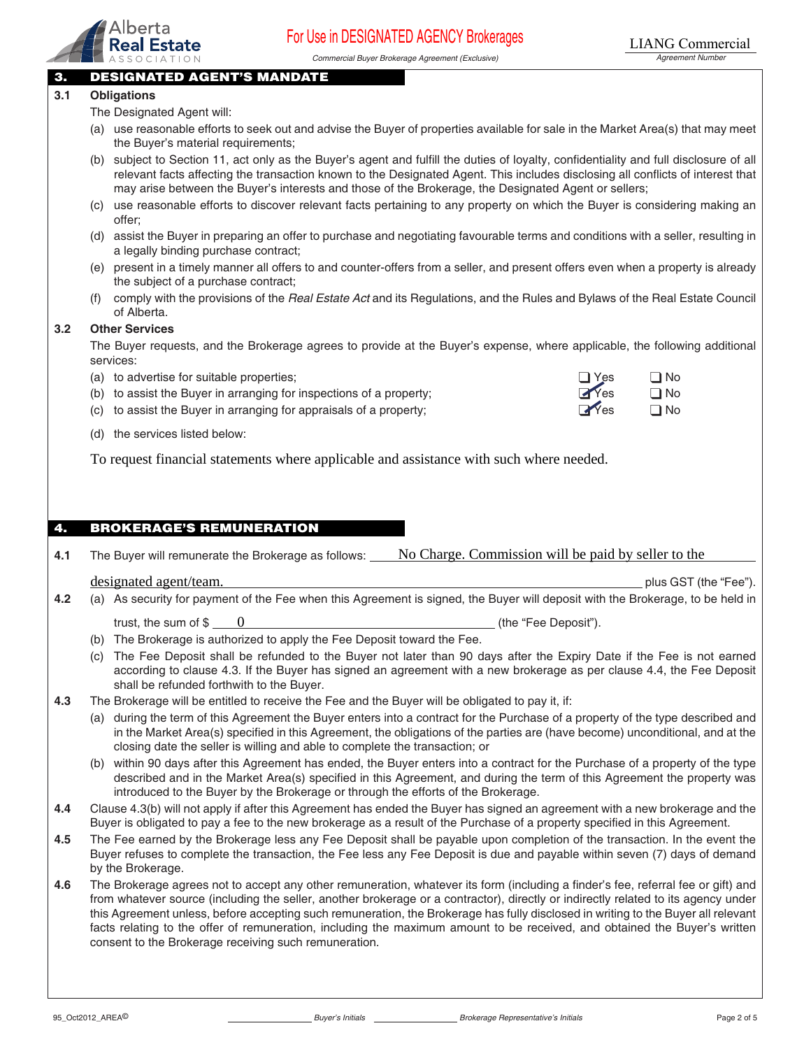## 3. DESIGNATED AGENT'S MANDATE

**3.1 Obligations**

The Designated Agent will:

(a) use reasonable efforts to seek out and advise the Buyer of properties available for sale in the Market Area(s) that may meet the Buyer's material requirements;

(b) subject to Section 11, act only as the Buyer's agent and fulfill the duties of loyalty, confidentiality and full disclosure of all relevant facts affecting the transaction known to the Designated Agent. This includes disclosing all conflicts of interest that may arise between the Buyer's interests and those of the Brokerage, the Designated Agent or sellers;

(c) use reasonable efforts to discover relevant facts pertaining to any property on which the Buyer is considering making an offer;

(d) assist the Buyer in preparing an offer to purchase and negotiating favourable terms and conditions with a seller, resulting in a legally binding purchase contract;

(e) present in a timely manner all offers to and counter-offers from a seller, and present offers even when a property is already the subject of a purchase contract;

(f) comply with the provisions of the *Real Estate Act* and its Regulations, and the Rules and Bylaws of the Real Estate Council of Alberta.

**3.2 Other Services**

The Buyer requests, and the Brokerage agrees to provide at the Buyer's expense, where applicable, the following additional services:

(a) to advertise for suitable properties; ☐ Yes ☐ No

(b) to assist the Buyer in arranging for inspections of a property; ☑ Yes ☐ No

(c) to assist the Buyer in arranging for appraisals of a property; ☑ Yes ☐ No

(d) the services listed below:

To request financial statements where applicable and assistance with such where needed.

## 4. BROKERAGE'S REMUNERATION

**4.1** The Buyer will remunerate the Brokerage as follows: No Charge. Commission will be paid by seller to the designated agent/team. plus GST (the "Fee").

**4.2** (a) As security for payment of the Fee when this Agreement is signed, the Buyer will deposit with the Brokerage, to be held in trust, the sum of $ 0 (the "Fee Deposit").

(b) The Brokerage is authorized to apply the Fee Deposit toward the Fee.

(c) The Fee Deposit shall be refunded to the Buyer not later than 90 days after the Expiry Date if the Fee is not earned according to clause 4.3. If the Buyer has signed an agreement with a new brokerage as per clause 4.4, the Fee Deposit shall be refunded forthwith to the Buyer.

**4.3** The Brokerage will be entitled to receive the Fee and the Buyer will be obligated to pay it, if:

(a) during the term of this Agreement the Buyer enters into a contract for the Purchase of a property of the type described and in the Market Area(s) specified in this Agreement, the obligations of the parties are (have become) unconditional, and at the closing date the seller is willing and able to complete the transaction; or

(b) within 90 days after this Agreement has ended, the Buyer enters into a contract for the Purchase of a property of the type described and in the Market Area(s) specified in this Agreement, and during the term of this Agreement the property was introduced to the Buyer by the Brokerage or through the efforts of the Brokerage.

**4.4** Clause 4.3(b) will not apply if after this Agreement has ended the Buyer has signed an agreement with a new brokerage and the Buyer is obligated to pay a fee to the new brokerage as a result of the Purchase of a property specified in this Agreement.

**4.5** The Fee earned by the Brokerage less any Fee Deposit shall be payable upon completion of the transaction. In the event the Buyer refuses to complete the transaction, the Fee less any Fee Deposit is due and payable within seven (7) days of demand by the Brokerage.

**4.6** The Brokerage agrees not to accept any other remuneration, whatever its form (including a finder's fee, referral fee or gift) and from whatever source (including the seller, another brokerage or a contractor), directly or indirectly related to its agency under this Agreement unless, before accepting such remuneration, the Brokerage has fully disclosed in writing to the Buyer all relevant facts relating to the offer of remuneration, including the maximum amount to be received, and obtained the Buyer's written consent to the Brokerage receiving such remuneration.

_______________ Buyer's Initials _______________ Brokerage Representative's Initials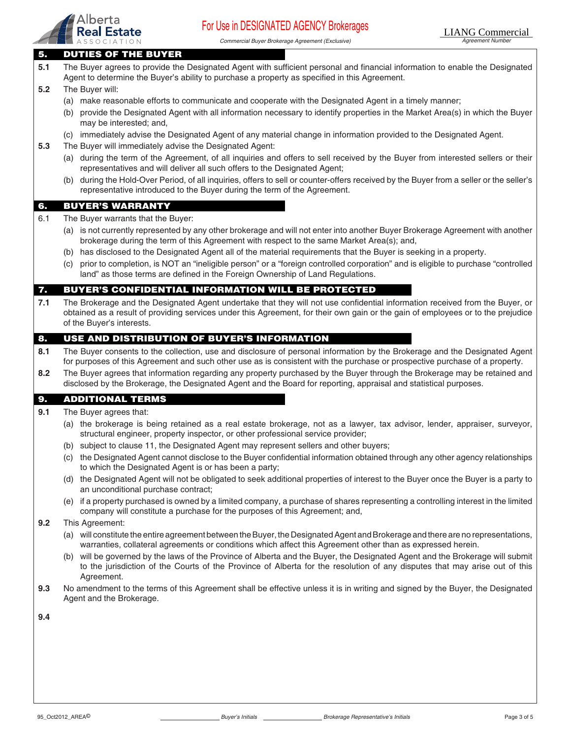## 5. DUTIES OF THE BUYER

**5.1** The Buyer agrees to provide the Designated Agent with sufficient personal and financial information to enable the Designated Agent to determine the Buyer's ability to purchase a property as specified in this Agreement.

**5.2** The Buyer will:

(a) make reasonable efforts to communicate and cooperate with the Designated Agent in a timely manner;

(b) provide the Designated Agent with all information necessary to identify properties in the Market Area(s) in which the Buyer may be interested; and,

(c) immediately advise the Designated Agent of any material change in information provided to the Designated Agent.

**5.3** The Buyer will immediately advise the Designated Agent:

(a) during the term of the Agreement, of all inquiries and offers to sell received by the Buyer from interested sellers or their representatives and will deliver all such offers to the Designated Agent;

(b) during the Hold-Over Period, of all inquiries, offers to sell or counter-offers received by the Buyer from a seller or the seller's representative introduced to the Buyer during the term of the Agreement.

## 6. BUYER'S WARRANTY

6.1 The Buyer warrants that the Buyer:

(a) is not currently represented by any other brokerage and will not enter into another Buyer Brokerage Agreement with another brokerage during the term of this Agreement with respect to the same Market Area(s); and,

(b) has disclosed to the Designated Agent all of the material requirements that the Buyer is seeking in a property.

(c) prior to completion, is NOT an "ineligible person" or a "foreign controlled corporation" and is eligible to purchase "controlled land" as those terms are defined in the Foreign Ownership of Land Regulations.

## 7. BUYER'S CONFIDENTIAL INFORMATION WILL BE PROTECTED

**7.1** The Brokerage and the Designated Agent undertake that they will not use confidential information received from the Buyer, or obtained as a result of providing services under this Agreement, for their own gain or the gain of employees or to the prejudice of the Buyer's interests.

## 8. USE AND DISTRIBUTION OF BUYER'S INFORMATION

**8.1** The Buyer consents to the collection, use and disclosure of personal information by the Brokerage and the Designated Agent for purposes of this Agreement and such other use as is consistent with the purchase or prospective purchase of a property.

**8.2** The Buyer agrees that information regarding any property purchased by the Buyer through the Brokerage may be retained and disclosed by the Brokerage, the Designated Agent and the Board for reporting, appraisal and statistical purposes.

## 9. ADDITIONAL TERMS

**9.1** The Buyer agrees that:

(a) the brokerage is being retained as a real estate brokerage, not as a lawyer, tax advisor, lender, appraiser, surveyor, structural engineer, property inspector, or other professional service provider;

(b) subject to clause 11, the Designated Agent may represent sellers and other buyers;

(c) the Designated Agent cannot disclose to the Buyer confidential information obtained through any other agency relationships to which the Designated Agent is or has been a party;

(d) the Designated Agent will not be obligated to seek additional properties of interest to the Buyer once the Buyer is a party to an unconditional purchase contract;

(e) if a property purchased is owned by a limited company, a purchase of shares representing a controlling interest in the limited company will constitute a purchase for the purposes of this Agreement; and,

**9.2** This Agreement:

(a) will constitute the entire agreement between the Buyer, the Designated Agent and Brokerage and there are no representations, warranties, collateral agreements or conditions which affect this Agreement other than as expressed herein.

(b) will be governed by the laws of the Province of Alberta and the Buyer, the Designated Agent and the Brokerage will submit to the jurisdiction of the Courts of the Province of Alberta for the resolution of any disputes that may arise out of this Agreement.

**9.3** No amendment to the terms of this Agreement shall be effective unless it is in writing and signed by the Buyer, the Designated Agent and the Brokerage.

**9.4**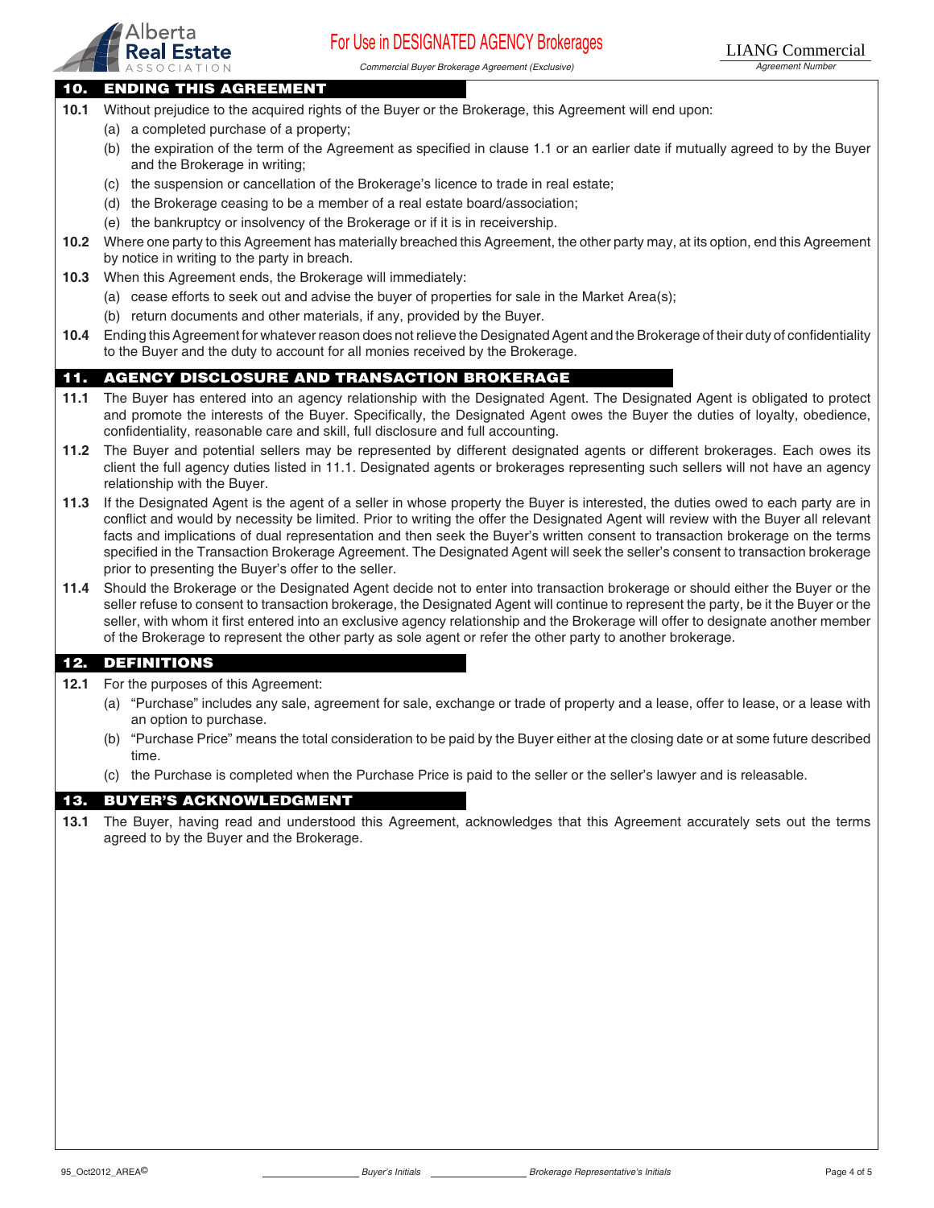## 10. ENDING THIS AGREEMENT

**10.1** Without prejudice to the acquired rights of the Buyer or the Brokerage, this Agreement will end upon:

(a) a completed purchase of a property;

(b) the expiration of the term of the Agreement as specified in clause 1.1 or an earlier date if mutually agreed to by the Buyer and the Brokerage in writing;

(c) the suspension or cancellation of the Brokerage's licence to trade in real estate;

(d) the Brokerage ceasing to be a member of a real estate board/association;

(e) the bankruptcy or insolvency of the Brokerage or if it is in receivership.

**10.2** Where one party to this Agreement has materially breached this Agreement, the other party may, at its option, end this Agreement by notice in writing to the party in breach.

**10.3** When this Agreement ends, the Brokerage will immediately:

(a) cease efforts to seek out and advise the buyer of properties for sale in the Market Area(s);

(b) return documents and other materials, if any, provided by the Buyer.

**10.4** Ending this Agreement for whatever reason does not relieve the Designated Agent and the Brokerage of their duty of confidentiality to the Buyer and the duty to account for all monies received by the Brokerage.

## 11. AGENCY DISCLOSURE AND TRANSACTION BROKERAGE

**11.1** The Buyer has entered into an agency relationship with the Designated Agent. The Designated Agent is obligated to protect and promote the interests of the Buyer. Specifically, the Designated Agent owes the Buyer the duties of loyalty, obedience, confidentiality, reasonable care and skill, full disclosure and full accounting.

**11.2** The Buyer and potential sellers may be represented by different designated agents or different brokerages. Each owes its client the full agency duties listed in 11.1. Designated agents or brokerages representing such sellers will not have an agency relationship with the Buyer.

**11.3** If the Designated Agent is the agent of a seller in whose property the Buyer is interested, the duties owed to each party are in conflict and would by necessity be limited. Prior to writing the offer the Designated Agent will review with the Buyer all relevant facts and implications of dual representation and then seek the Buyer's written consent to transaction brokerage on the terms specified in the Transaction Brokerage Agreement. The Designated Agent will seek the seller's consent to transaction brokerage prior to presenting the Buyer's offer to the seller.

**11.4** Should the Brokerage or the Designated Agent decide not to enter into transaction brokerage or should either the Buyer or the seller refuse to consent to transaction brokerage, the Designated Agent will continue to represent the party, be it the Buyer or the seller, with whom it first entered into an exclusive agency relationship and the Brokerage will offer to designate another member of the Brokerage to represent the other party as sole agent or refer the other party to another brokerage.

## 12. DEFINITIONS

**12.1** For the purposes of this Agreement:

(a) "Purchase" includes any sale, agreement for sale, exchange or trade of property and a lease, offer to lease, or a lease with an option to purchase.

(b) "Purchase Price" means the total consideration to be paid by the Buyer either at the closing date or at some future described time.

(c) the Purchase is completed when the Purchase Price is paid to the seller or the seller's lawyer and is releasable.

## 13. BUYER'S ACKNOWLEDGMENT

**13.1** The Buyer, having read and understood this Agreement, acknowledges that this Agreement accurately sets out the terms agreed to by the Buyer and the Brokerage.

_______________ *Buyer's Initials* _______________ *Brokerage Representative's Initials*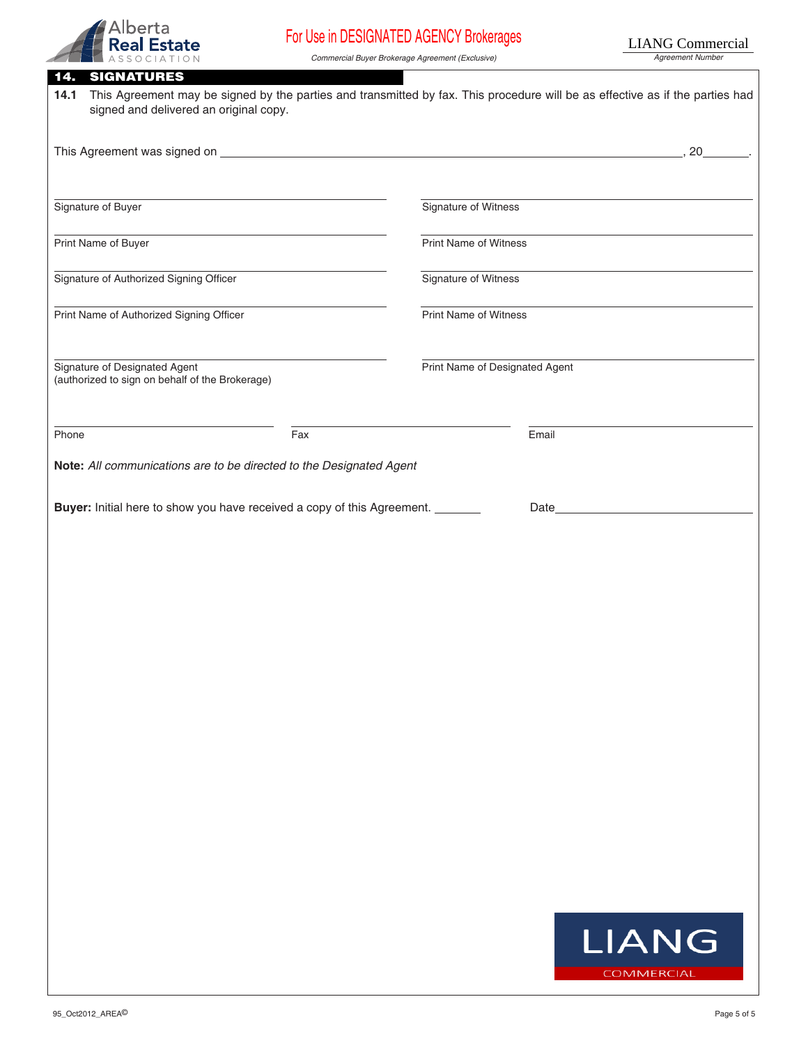## 14. SIGNATURES

**14.1** This Agreement may be signed by the parties and transmitted by fax. This procedure will be as effective as if the parties had signed and delivered an original copy.

This Agreement was signed on \_\_\_\_\_\_\_\_\_\_\_\_\_\_\_\_\_\_\_\_\_\_\_\_\_\_\_\_\_\_\_\_\_\_\_\_\_\_\_\_, 20\_\_\_\_\_\_\_.

| | |
|---|---|
| \_\_\_\_\_\_\_\_\_\_\_\_\_\_\_\_\_\_\_\_\_\_\_\_\_\_\_\_\_\_ | \_\_\_\_\_\_\_\_\_\_\_\_\_\_\_\_\_\_\_\_\_\_\_\_\_\_\_\_\_\_ |
| Signature of Buyer | Signature of Witness |
| \_\_\_\_\_\_\_\_\_\_\_\_\_\_\_\_\_\_\_\_\_\_\_\_\_\_\_\_\_\_ | \_\_\_\_\_\_\_\_\_\_\_\_\_\_\_\_\_\_\_\_\_\_\_\_\_\_\_\_\_\_ |
| Print Name of Buyer | Print Name of Witness |
| \_\_\_\_\_\_\_\_\_\_\_\_\_\_\_\_\_\_\_\_\_\_\_\_\_\_\_\_\_\_ | \_\_\_\_\_\_\_\_\_\_\_\_\_\_\_\_\_\_\_\_\_\_\_\_\_\_\_\_\_\_ |
| Signature of Authorized Signing Officer | Signature of Witness |
| \_\_\_\_\_\_\_\_\_\_\_\_\_\_\_\_\_\_\_\_\_\_\_\_\_\_\_\_\_\_ | \_\_\_\_\_\_\_\_\_\_\_\_\_\_\_\_\_\_\_\_\_\_\_\_\_\_\_\_\_\_ |
| Print Name of Authorized Signing Officer | Print Name of Witness |
| \_\_\_\_\_\_\_\_\_\_\_\_\_\_\_\_\_\_\_\_\_\_\_\_\_\_\_\_\_\_ | \_\_\_\_\_\_\_\_\_\_\_\_\_\_\_\_\_\_\_\_\_\_\_\_\_\_\_\_\_\_ |
| Signature of Designated Agent (authorized to sign on behalf of the Brokerage) | Print Name of Designated Agent |

| | | |
|---|---|---|
| \_\_\_\_\_\_\_\_\_\_\_\_\_\_\_\_\_\_\_\_ | \_\_\_\_\_\_\_\_\_\_\_\_\_\_\_\_\_\_\_\_ | \_\_\_\_\_\_\_\_\_\_\_\_\_\_\_\_\_\_\_\_ |
| Phone | Fax | Email |

**Note:** *All communications are to be directed to the Designated Agent*

**Buyer:** Initial here to show you have received a copy of this Agreement. \_\_\_\_\_\_\_ Date\_\_\_\_\_\_\_\_\_\_\_\_\_\_\_\_\_\_\_\_